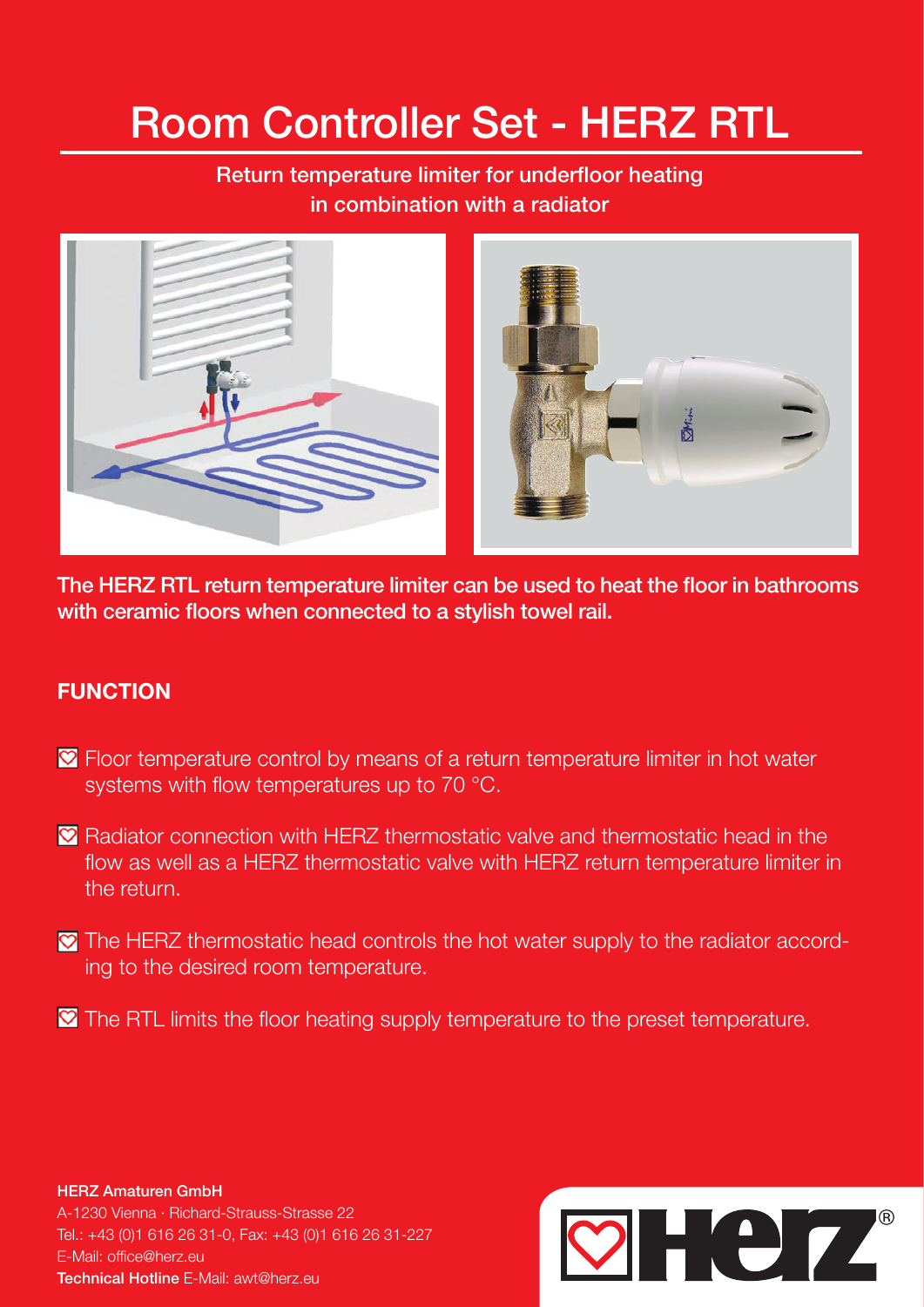# Room Controller Set - HERZ RTL

**Return temperature limiter for underfloor heating in combination with a radiator**

**The HERZ RTL return temperature limiter can be used to heat the floor in bathrooms with ceramic floors when connected to a stylish towel rail.**

## FUNCTION

- Floor temperature control by means of a return temperature limiter in hot water systems with flow temperatures up to 70 °C.
- Radiator connection with HERZ thermostatic valve and thermostatic head in the flow as well as a HERZ thermostatic valve with HERZ return temperature limiter in the return.
- The HERZ thermostatic head controls the hot water supply to the radiator according to the desired room temperature.
- The RTL limits the floor heating supply temperature to the preset temperature.

**HERZ Amaturen GmbH**
A-1230 Vienna · Richard-Strauss-Strasse 22
Tel.: +43 (0)1 616 26 31-0, Fax: +43 (0)1 616 26 31-227
E-Mail: office@herz.eu
**Technical Hotline** E-Mail: awt@herz.eu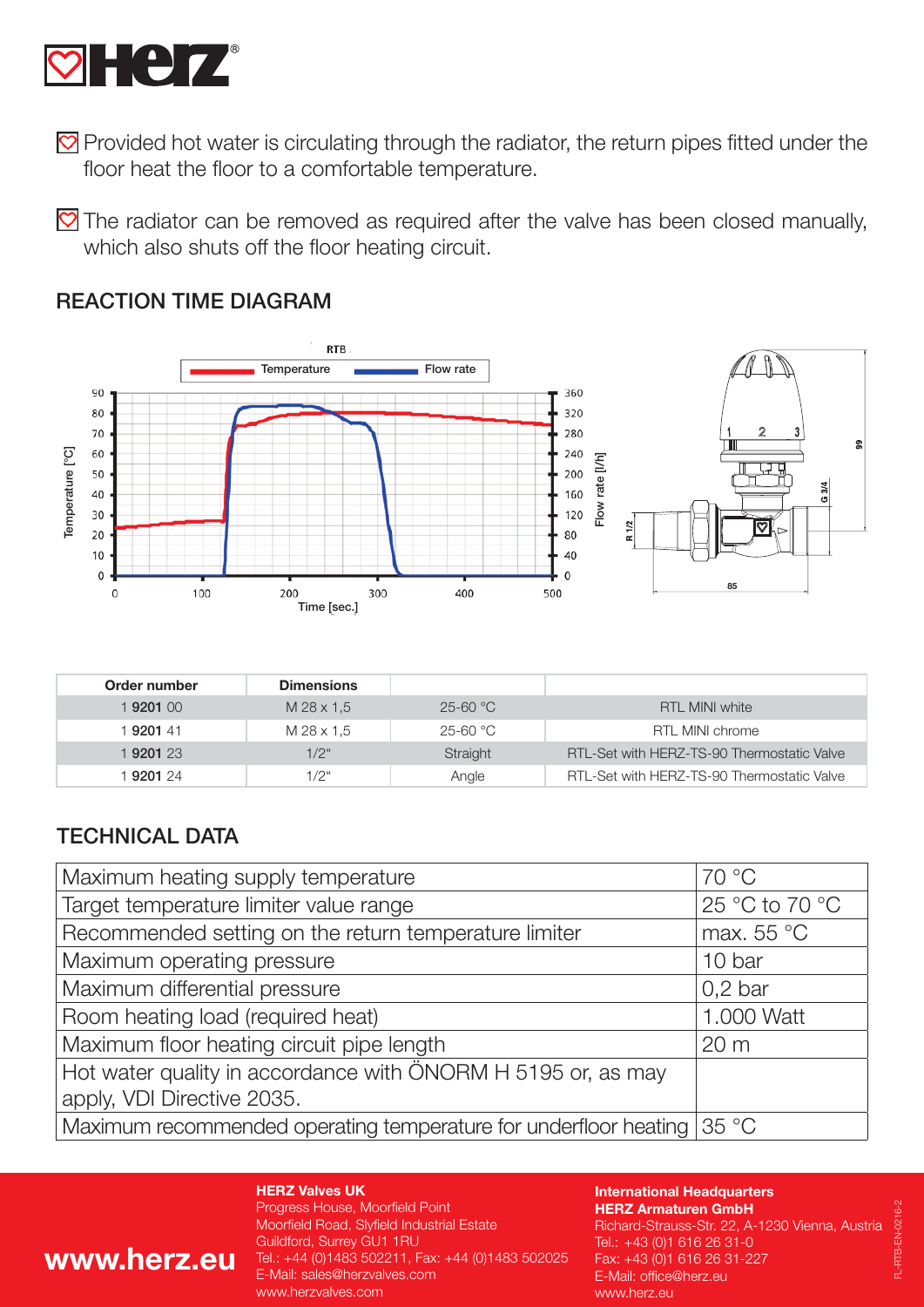- Provided hot water is circulating through the radiator, the return pipes fitted under the floor heat the floor to a comfortable temperature.
- The radiator can be removed as required after the valve has been closed manually, which also shuts off the floor heating circuit.

## REACTION TIME DIAGRAM

RTB

Temperature    Flow rate

Temperature [°C]

90 80 70 60 50 40 30 20 10 0

Flow rate [l/h]

360 320 280 240 200 160 120 80 40 0

0 100 200 300 400 500

Time [sec.]

1 2 3

99

G 3/4

R 1/2

85

| Order number | Dimensions | | |
|---|---|---|---|
| 1 **9201** 00 | M 28 x 1,5 | 25-60 °C | RTL MINI white |
| 1 **9201** 41 | M 28 x 1,5 | 25-60 °C | RTL MINI chrome |
| 1 **9201** 23 | 1/2" | Straight | RTL-Set with HERZ-TS-90 Thermostatic Valve |
| 1 **9201** 24 | 1/2" | Angle | RTL-Set with HERZ-TS-90 Thermostatic Valve |

## TECHNICAL DATA

| | |
|---|---|
| Maximum heating supply temperature | 70 °C |
| Target temperature limiter value range | 25 °C to 70 °C |
| Recommended setting on the return temperature limiter | max. 55 °C |
| Maximum operating pressure | 10 bar |
| Maximum differential pressure | 0,2 bar |
| Room heating load (required heat) | 1.000 Watt |
| Maximum floor heating circuit pipe length | 20 m |
| Hot water quality in accordance with ÖNORM H 5195 or, as may apply, VDI Directive 2035. | |
| Maximum recommended operating temperature for underfloor heating | 35 °C |

**www.herz.eu**

**HERZ Valves UK**
Progress House, Moorfield Point
Moorfield Road, Slyfield Industrial Estate
Guildford, Surrey GU1 1RU
Tel.: +44 (0)1483 502211, Fax: +44 (0)1483 502025
E-Mail: sales@herzvalves.com
www.herzvalves.com

**International Headquarters**
**HERZ Armaturen GmbH**
Richard-Strauss-Str. 22, A-1230 Vienna, Austria
Tel.: +43 (0)1 616 26 31-0
Fax: +43 (0)1 616 26 31-227
E-Mail: office@herz.eu
www.herz.eu

FL-RTB-EN-0216-2